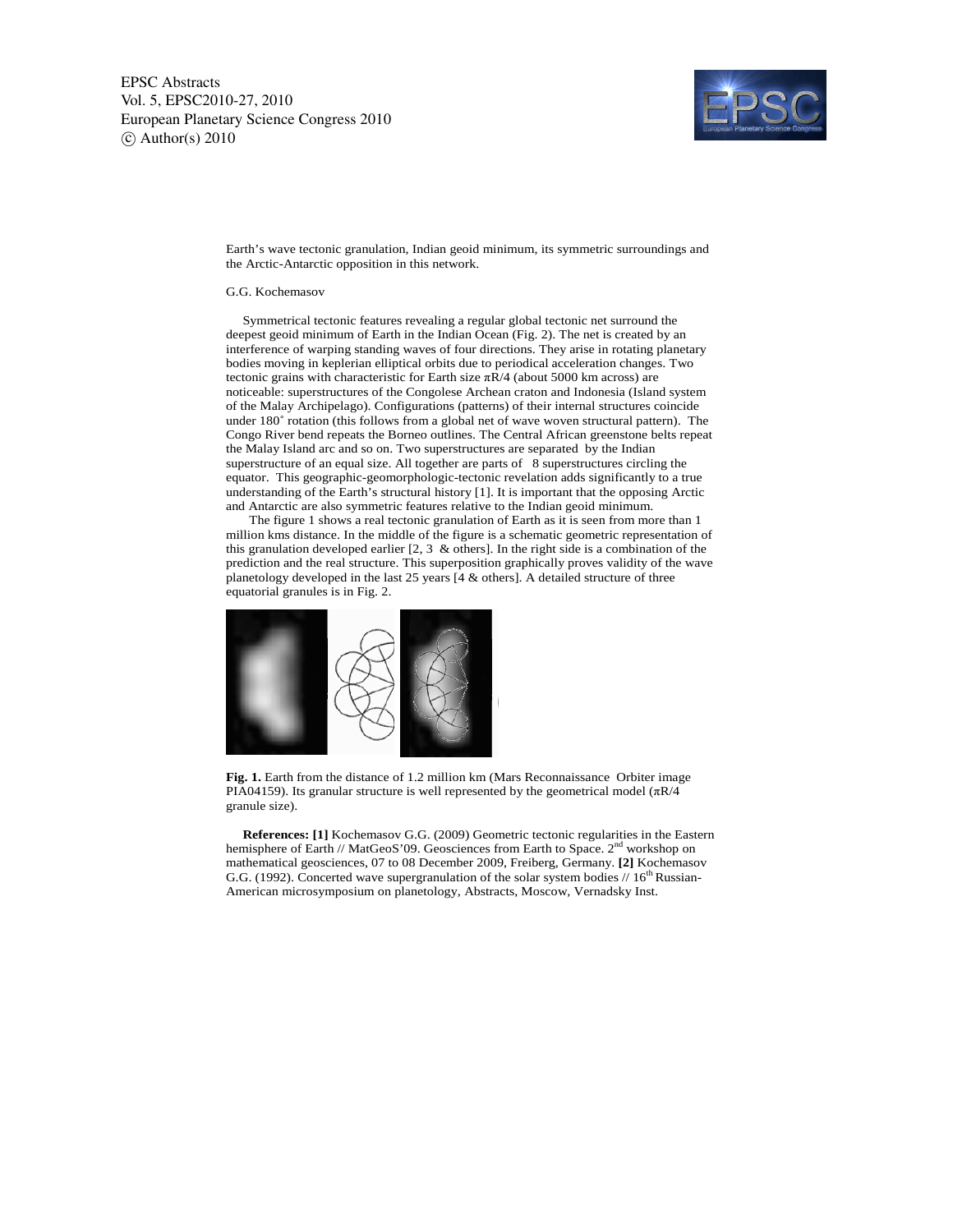# Earth's wave tectonic granulation, Indian geoid minimum, its symmetric surroundings and the Arctic-Antarctic opposition in this network.

G.G. Kochemasov

Symmetrical tectonic features revealing a regular global tectonic net surround the deepest geoid minimum of Earth in the Indian Ocean (Fig. 2). The net is created by an interference of warping standing waves of four directions. They arise in rotating planetary bodies moving in keplerian elliptical orbits due to periodical acceleration changes. Two tectonic grains with characteristic for Earth size $\pi R/4$ (about 5000 km across) are noticeable: superstructures of the Congolese Archean craton and Indonesia (Island system of the Malay Archipelago). Configurations (patterns) of their internal structures coincide under 180˚ rotation (this follows from a global net of wave woven structural pattern). The Congo River bend repeats the Borneo outlines. The Central African greenstone belts repeat the Malay Island arc and so on. Two superstructures are separated by the Indian superstructure of an equal size. All together are parts of 8 superstructures circling the equator. This geographic-geomorphologic-tectonic revelation adds significantly to a true understanding of the Earth's structural history [1]. It is important that the opposing Arctic and Antarctic are also symmetric features relative to the Indian geoid minimum.

The figure 1 shows a real tectonic granulation of Earth as it is seen from more than 1 million kms distance. In the middle of the figure is a schematic geometric representation of this granulation developed earlier [2, 3 & others]. In the right side is a combination of the prediction and the real structure. This superposition graphically proves validity of the wave planetology developed in the last 25 years [4 & others]. A detailed structure of three equatorial granules is in Fig. 2.

**Fig. 1.** Earth from the distance of 1.2 million km (Mars Reconnaissance Orbiter image PIA04159). Its granular structure is well represented by the geometrical model ($\pi R/4$ granule size).

**References: [1]** Kochemasov G.G. (2009) Geometric tectonic regularities in the Eastern hemisphere of Earth // MatGeoS'09. Geosciences from Earth to Space. 2nd workshop on mathematical geosciences, 07 to 08 December 2009, Freiberg, Germany. **[2]** Kochemasov G.G. (1992). Concerted wave supergranulation of the solar system bodies // 16th Russian-American microsymposium on planetology, Abstracts, Moscow, Vernadsky Inst.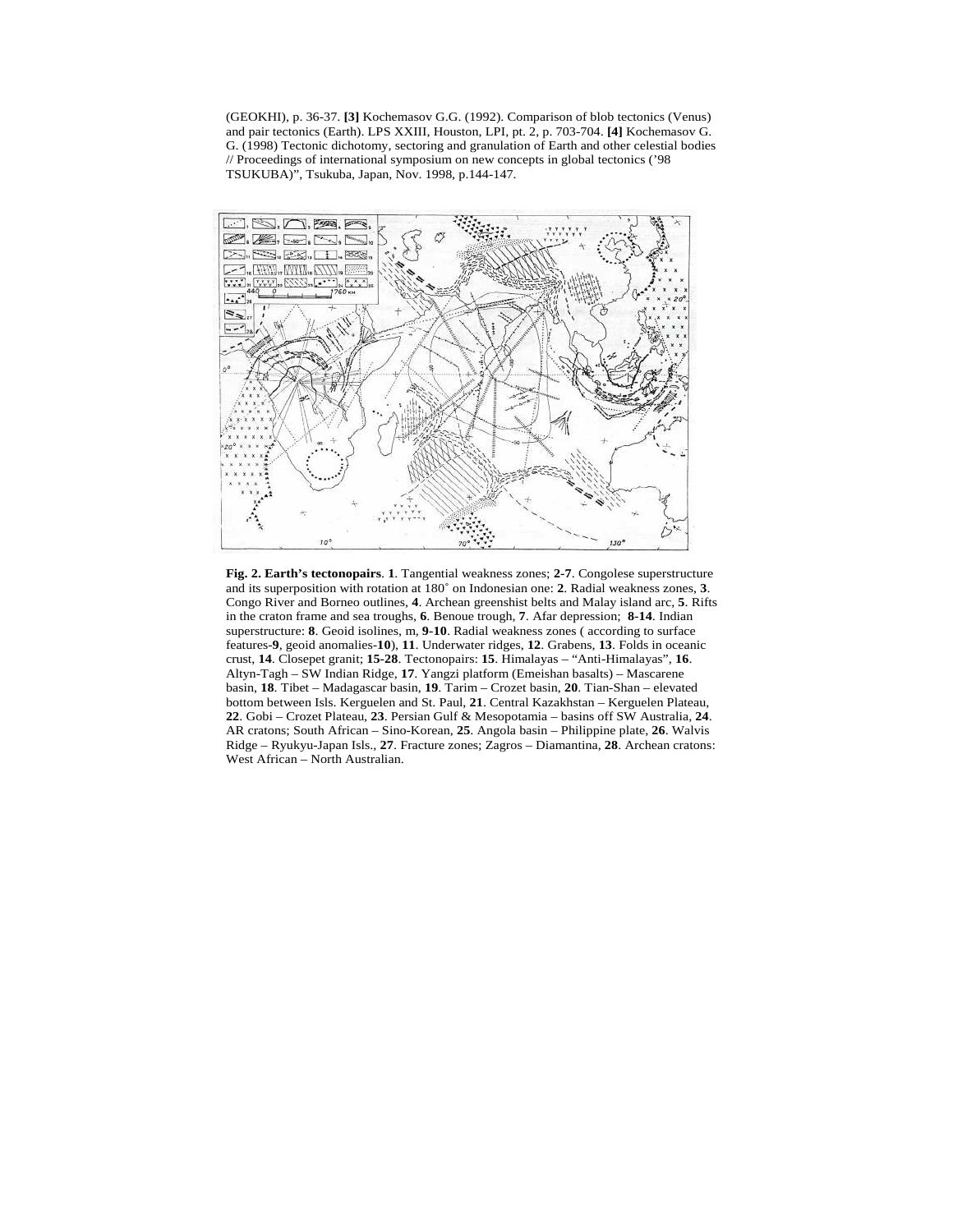(GEOKHI), p. 36-37. **[3]** Kochemasov G.G. (1992). Comparison of blob tectonics (Venus) and pair tectonics (Earth). LPS XXIII, Houston, LPI, pt. 2, p. 703-704. **[4]** Kochemasov G. G. (1998) Tectonic dichotomy, sectoring and granulation of Earth and other celestial bodies // Proceedings of international symposium on new concepts in global tectonics ('98 TSUKUBA)", Tsukuba, Japan, Nov. 1998, p.144-147.

**Fig. 2. Earth's tectonopairs**. **1**. Tangential weakness zones; **2-7**. Congolese superstructure and its superposition with rotation at 180˚ on Indonesian one: **2**. Radial weakness zones, **3**. Congo River and Borneo outlines, **4**. Archean greenshist belts and Malay island arc, **5**. Rifts in the craton frame and sea troughs, **6**. Benoue trough, **7**. Afar depression; **8-14**. Indian superstructure: **8**. Geoid isolines, m, **9-10**. Radial weakness zones ( according to surface features-**9**, geoid anomalies-**10**), **11**. Underwater ridges, **12**. Grabens, **13**. Folds in oceanic crust, **14**. Closepet granit; **15-28**. Tectonopairs: **15**. Himalayas – "Anti-Himalayas", **16**. Altyn-Tagh – SW Indian Ridge, **17**. Yangzi platform (Emeishan basalts) – Mascarene basin, **18**. Tibet – Madagascar basin, **19**. Tarim – Crozet basin, **20**. Tian-Shan – elevated bottom between Isls. Kerguelen and St. Paul, **21**. Central Kazakhstan – Kerguelen Plateau, **22**. Gobi – Crozet Plateau, **23**. Persian Gulf & Mesopotamia – basins off SW Australia, **24**. AR cratons; South African – Sino-Korean, **25**. Angola basin – Philippine plate, **26**. Walvis Ridge – Ryukyu-Japan Isls., **27**. Fracture zones; Zagros – Diamantina, **28**. Archean cratons: West African – North Australian.